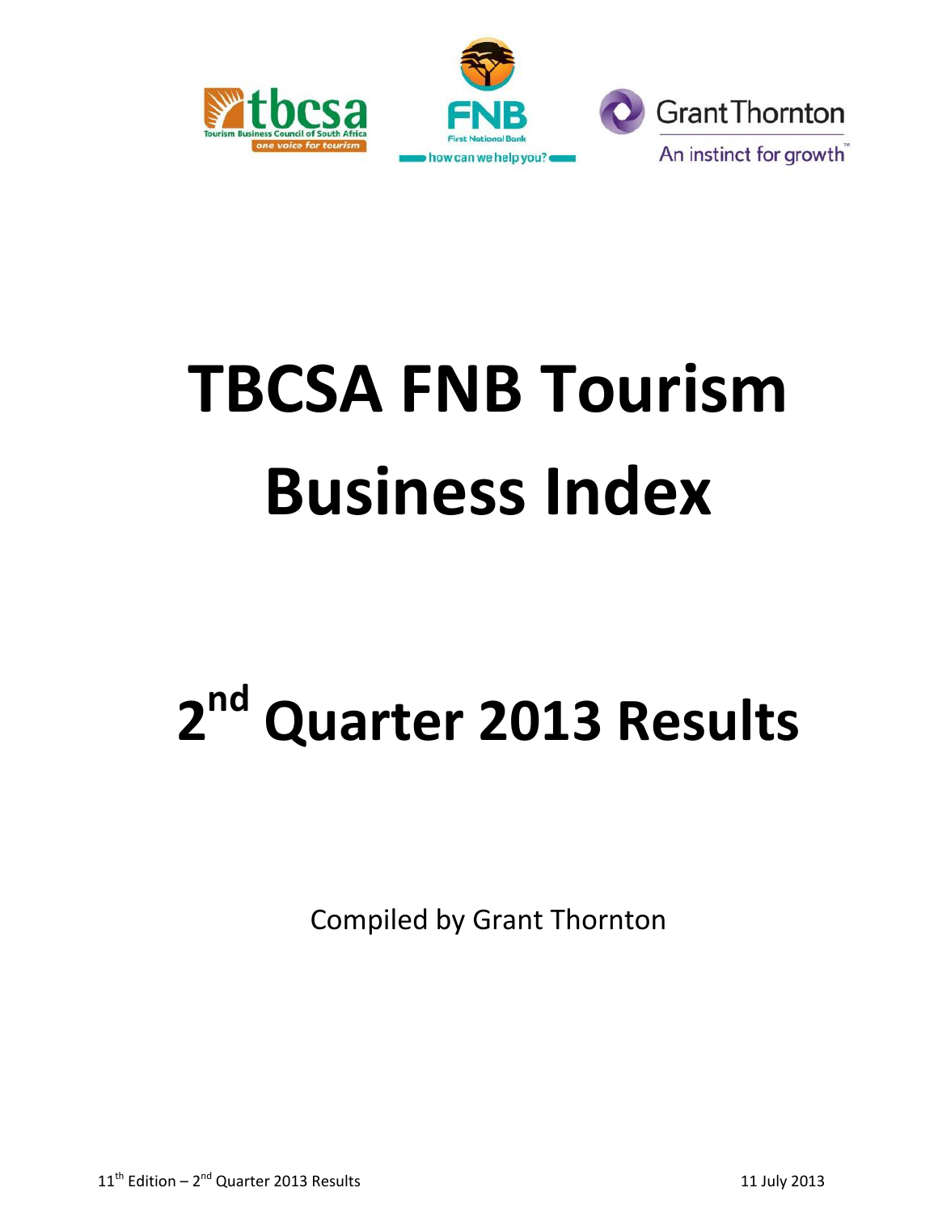# TBCSA FNB Tourism Business Index

## 2nd Quarter 2013 Results

Compiled by Grant Thornton

11th Edition – 2nd Quarter 2013 Results

11 July 2013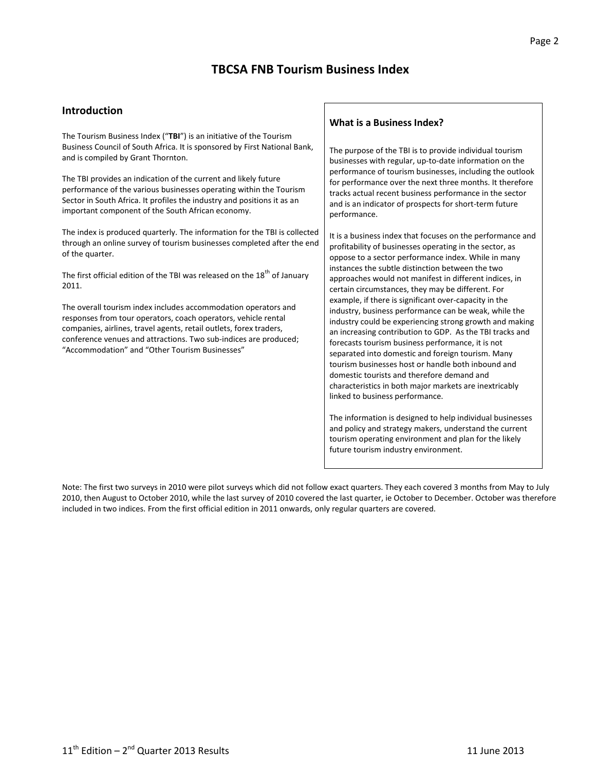# TBCSA FNB Tourism Business Index

## Introduction

The Tourism Business Index ("**TBI**") is an initiative of the Tourism Business Council of South Africa. It is sponsored by First National Bank, and is compiled by Grant Thornton.

The TBI provides an indication of the current and likely future performance of the various businesses operating within the Tourism Sector in South Africa. It profiles the industry and positions it as an important component of the South African economy.

The index is produced quarterly. The information for the TBI is collected through an online survey of tourism businesses completed after the end of the quarter.

The first official edition of the TBI was released on the 18th of January 2011.

The overall tourism index includes accommodation operators and responses from tour operators, coach operators, vehicle rental companies, airlines, travel agents, retail outlets, forex traders, conference venues and attractions. Two sub-indices are produced; "Accommodation" and "Other Tourism Businesses"

### What is a Business Index?

The purpose of the TBI is to provide individual tourism businesses with regular, up-to-date information on the performance of tourism businesses, including the outlook for performance over the next three months. It therefore tracks actual recent business performance in the sector and is an indicator of prospects for short-term future performance.

It is a business index that focuses on the performance and profitability of businesses operating in the sector, as oppose to a sector performance index. While in many instances the subtle distinction between the two approaches would not manifest in different indices, in certain circumstances, they may be different. For example, if there is significant over-capacity in the industry, business performance can be weak, while the industry could be experiencing strong growth and making an increasing contribution to GDP. As the TBI tracks and forecasts tourism business performance, it is not separated into domestic and foreign tourism. Many tourism businesses host or handle both inbound and domestic tourists and therefore demand and characteristics in both major markets are inextricably linked to business performance.

The information is designed to help individual businesses and policy and strategy makers, understand the current tourism operating environment and plan for the likely future tourism industry environment.

Note: The first two surveys in 2010 were pilot surveys which did not follow exact quarters. They each covered 3 months from May to July 2010, then August to October 2010, while the last survey of 2010 covered the last quarter, ie October to December. October was therefore included in two indices. From the first official edition in 2011 onwards, only regular quarters are covered.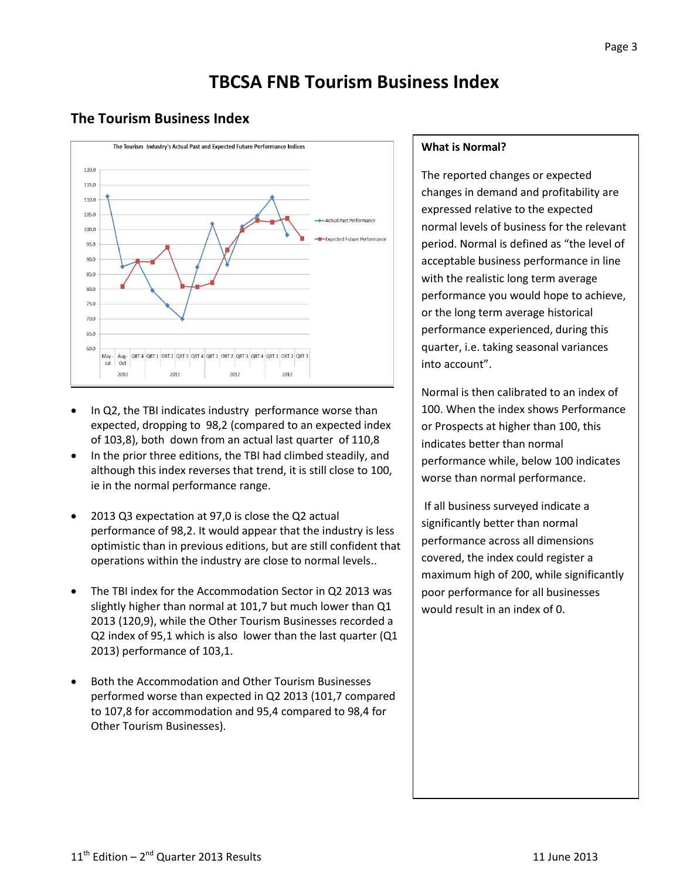# TBCSA FNB Tourism Business Index

## The Tourism Business Index

- In Q2, the TBI indicates industry performance worse than expected, dropping to 98,2 (compared to an expected index of 103,8), both down from an actual last quarter of 110,8
- In the prior three editions, the TBI had climbed steadily, and although this index reverses that trend, it is still close to 100, ie in the normal performance range.

- 2013 Q3 expectation at 97,0 is close the Q2 actual performance of 98,2. It would appear that the industry is less optimistic than in previous editions, but are still confident that operations within the industry are close to normal levels..

- The TBI index for the Accommodation Sector in Q2 2013 was slightly higher than normal at 101,7 but much lower than Q1 2013 (120,9), while the Other Tourism Businesses recorded a Q2 index of 95,1 which is also lower than the last quarter (Q1 2013) performance of 103,1.

- Both the Accommodation and Other Tourism Businesses performed worse than expected in Q2 2013 (101,7 compared to 107,8 for accommodation and 95,4 compared to 98,4 for Other Tourism Businesses).

**What is Normal?**

The reported changes or expected changes in demand and profitability are expressed relative to the expected normal levels of business for the relevant period. Normal is defined as "the level of acceptable business performance in line with the realistic long term average performance you would hope to achieve, or the long term average historical performance experienced, during this quarter, i.e. taking seasonal variances into account".

Normal is then calibrated to an index of 100. When the index shows Performance or Prospects at higher than 100, this indicates better than normal performance while, below 100 indicates worse than normal performance.

If all business surveyed indicate a significantly better than normal performance across all dimensions covered, the index could register a maximum high of 200, while significantly poor performance for all businesses would result in an index of 0.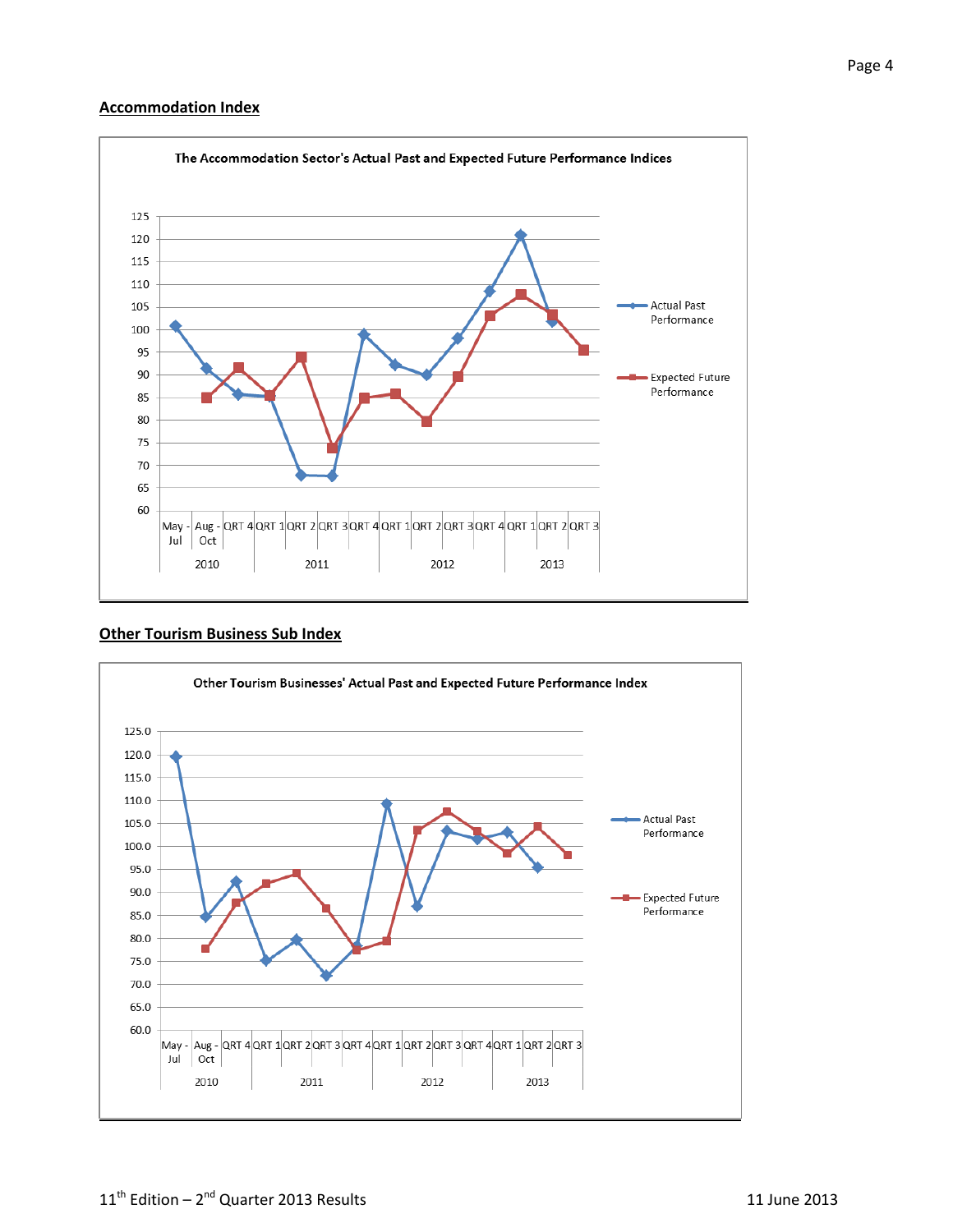## Accommodation Index

**The Accommodation Sector's Actual Past and Expected Future Performance Indices**

## Other Tourism Business Sub Index

**Other Tourism Businesses' Actual Past and Expected Future Performance Index**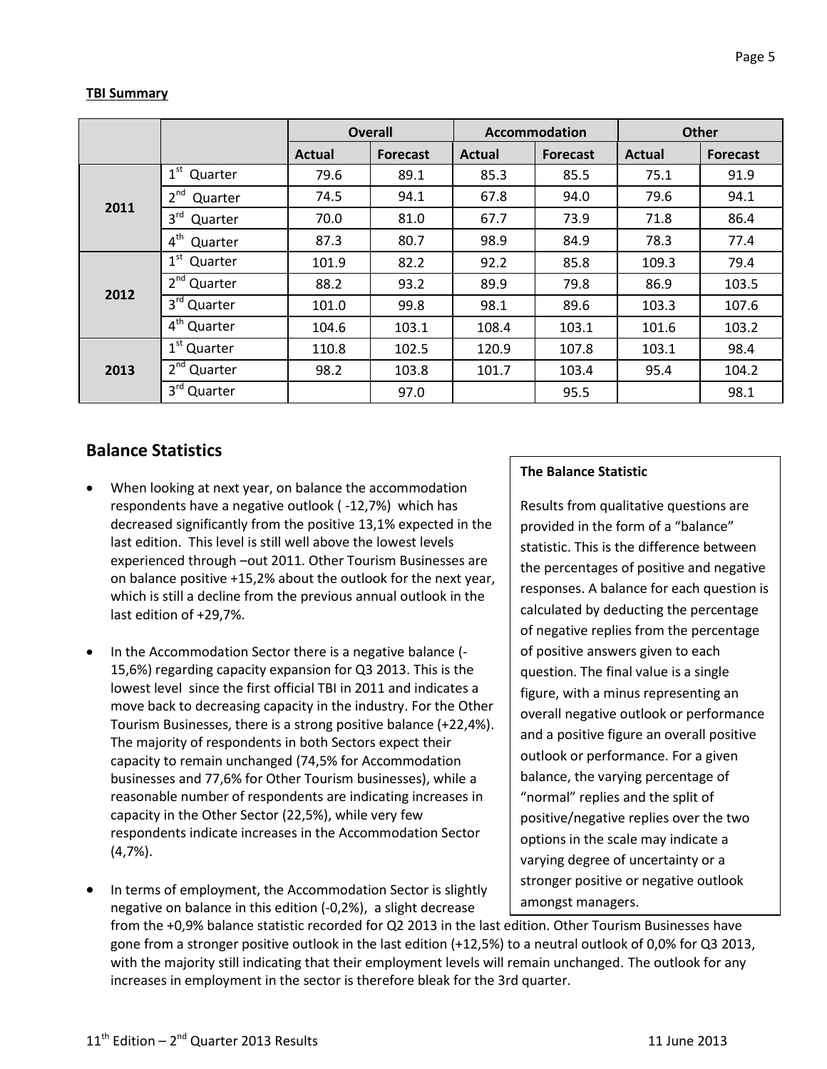**TBI Summary**

| | | Overall | | Accommodation | | Other | |
|---|---|---|---|---|---|---|---|
| | | Actual | Forecast | Actual | Forecast | Actual | Forecast |
| 2011 | 1st Quarter | 79.6 | 89.1 | 85.3 | 85.5 | 75.1 | 91.9 |
| | 2nd Quarter | 74.5 | 94.1 | 67.8 | 94.0 | 79.6 | 94.1 |
| | 3rd Quarter | 70.0 | 81.0 | 67.7 | 73.9 | 71.8 | 86.4 |
| | 4th Quarter | 87.3 | 80.7 | 98.9 | 84.9 | 78.3 | 77.4 |
| 2012 | 1st Quarter | 101.9 | 82.2 | 92.2 | 85.8 | 109.3 | 79.4 |
| | 2nd Quarter | 88.2 | 93.2 | 89.9 | 79.8 | 86.9 | 103.5 |
| | 3rd Quarter | 101.0 | 99.8 | 98.1 | 89.6 | 103.3 | 107.6 |
| | 4th Quarter | 104.6 | 103.1 | 108.4 | 103.1 | 101.6 | 103.2 |
| 2013 | 1st Quarter | 110.8 | 102.5 | 120.9 | 107.8 | 103.1 | 98.4 |
| | 2nd Quarter | 98.2 | 103.8 | 101.7 | 103.4 | 95.4 | 104.2 |
| | 3rd Quarter | | 97.0 | | 95.5 | | 98.1 |

## Balance Statistics

- When looking at next year, on balance the accommodation respondents have a negative outlook ( -12,7%) which has decreased significantly from the positive 13,1% expected in the last edition. This level is still well above the lowest levels experienced through –out 2011. Other Tourism Businesses are on balance positive +15,2% about the outlook for the next year, which is still a decline from the previous annual outlook in the last edition of +29,7%.

- In the Accommodation Sector there is a negative balance (-15,6%) regarding capacity expansion for Q3 2013. This is the lowest level since the first official TBI in 2011 and indicates a move back to decreasing capacity in the industry. For the Other Tourism Businesses, there is a strong positive balance (+22,4%). The majority of respondents in both Sectors expect their capacity to remain unchanged (74,5% for Accommodation businesses and 77,6% for Other Tourism businesses), while a reasonable number of respondents are indicating increases in capacity in the Other Sector (22,5%), while very few respondents indicate increases in the Accommodation Sector (4,7%).

- In terms of employment, the Accommodation Sector is slightly negative on balance in this edition (-0,2%), a slight decrease from the +0,9% balance statistic recorded for Q2 2013 in the last edition. Other Tourism Businesses have gone from a stronger positive outlook in the last edition (+12,5%) to a neutral outlook of 0,0% for Q3 2013, with the majority still indicating that their employment levels will remain unchanged. The outlook for any increases in employment in the sector is therefore bleak for the 3rd quarter.

**The Balance Statistic**

Results from qualitative questions are provided in the form of a "balance" statistic. This is the difference between the percentages of positive and negative responses. A balance for each question is calculated by deducting the percentage of negative replies from the percentage of positive answers given to each question. The final value is a single figure, with a minus representing an overall negative outlook or performance and a positive figure an overall positive outlook or performance. For a given balance, the varying percentage of "normal" replies and the split of positive/negative replies over the two options in the scale may indicate a varying degree of uncertainty or a stronger positive or negative outlook amongst managers.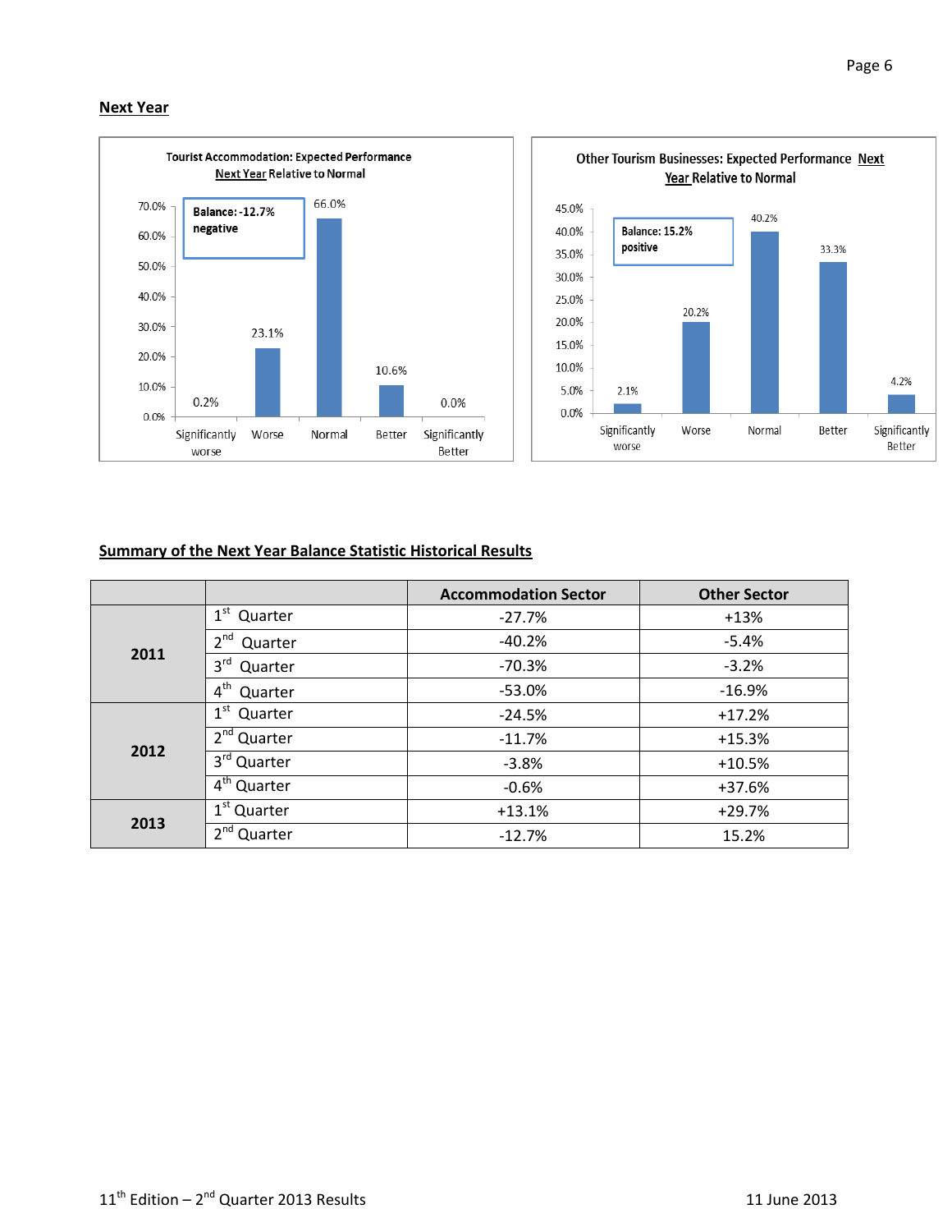## Next Year

**Tourist Accommodation: Expected Performance Next Year Relative to Normal**

Balance: -12.7% negative

| Significantly worse | Worse | Normal | Better | Significantly Better |
|---|---|---|---|---|
| 0.2% | 23.1% | 66.0% | 10.6% | 0.0% |

**Other Tourism Businesses: Expected Performance Next Year Relative to Normal**

Balance: 15.2% positive

| Significantly worse | Worse | Normal | Better | Significantly Better |
|---|---|---|---|---|
| 2.1% | 20.2% | 40.2% | 33.3% | 4.2% |

## Summary of the Next Year Balance Statistic Historical Results

| | | Accommodation Sector | Other Sector |
|---|---|---|---|
| 2011 | 1st Quarter | -27.7% | +13% |
| | 2nd Quarter | -40.2% | -5.4% |
| | 3rd Quarter | -70.3% | -3.2% |
| | 4th Quarter | -53.0% | -16.9% |
| 2012 | 1st Quarter | -24.5% | +17.2% |
| | 2nd Quarter | -11.7% | +15.3% |
| | 3rd Quarter | -3.8% | +10.5% |
| | 4th Quarter | -0.6% | +37.6% |
| 2013 | 1st Quarter | +13.1% | +29.7% |
| | 2nd Quarter | -12.7% | 15.2% |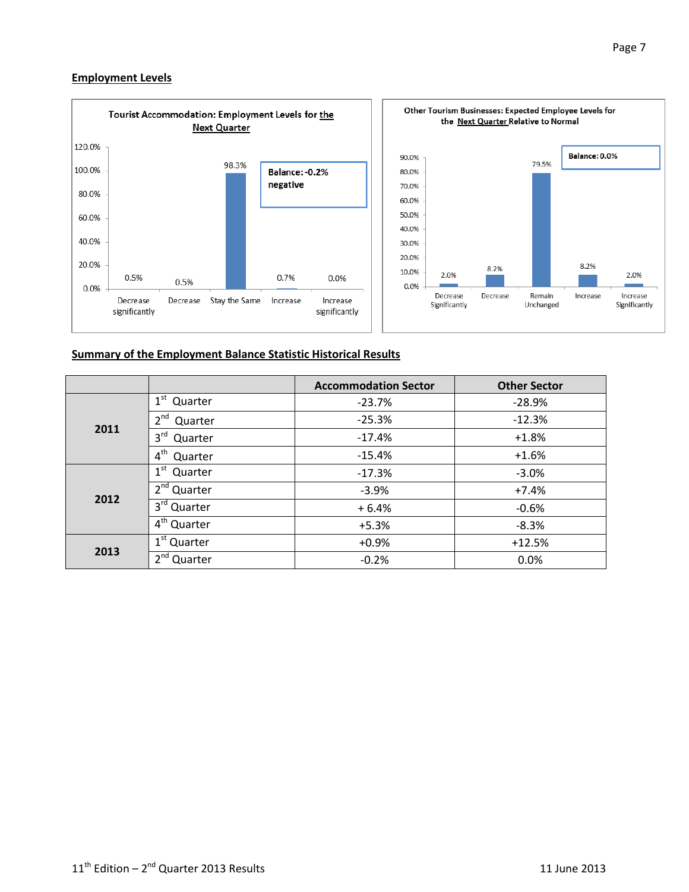## Employment Levels

**Tourist Accommodation: Employment Levels for the Next Quarter**

| Decrease significantly | Decrease | Stay the Same | Increase | Increase significantly |
|---|---|---|---|---|
| 0.5% | 0.5% | 98.3% | 0.7% | 0.0% |

**Balance: -0.2% negative**

**Other Tourism Businesses: Expected Employee Levels for the Next Quarter Relative to Normal**

| Decrease Significantly | Decrease | Remain Unchanged | Increase | Increase Significantly |
|---|---|---|---|---|
| 2.0% | 8.2% | 79.5% | 8.2% | 2.0% |

**Balance: 0.0%**

## Summary of the Employment Balance Statistic Historical Results

| | | Accommodation Sector | Other Sector |
|---|---|---|---|
| **2011** | 1st Quarter | -23.7% | -28.9% |
| | 2nd Quarter | -25.3% | -12.3% |
| | 3rd Quarter | -17.4% | +1.8% |
| | 4th Quarter | -15.4% | +1.6% |
| **2012** | 1st Quarter | -17.3% | -3.0% |
| | 2nd Quarter | -3.9% | +7.4% |
| | 3rd Quarter | + 6.4% | -0.6% |
| | 4th Quarter | +5.3% | -8.3% |
| **2013** | 1st Quarter | +0.9% | +12.5% |
| | 2nd Quarter | -0.2% | 0.0% |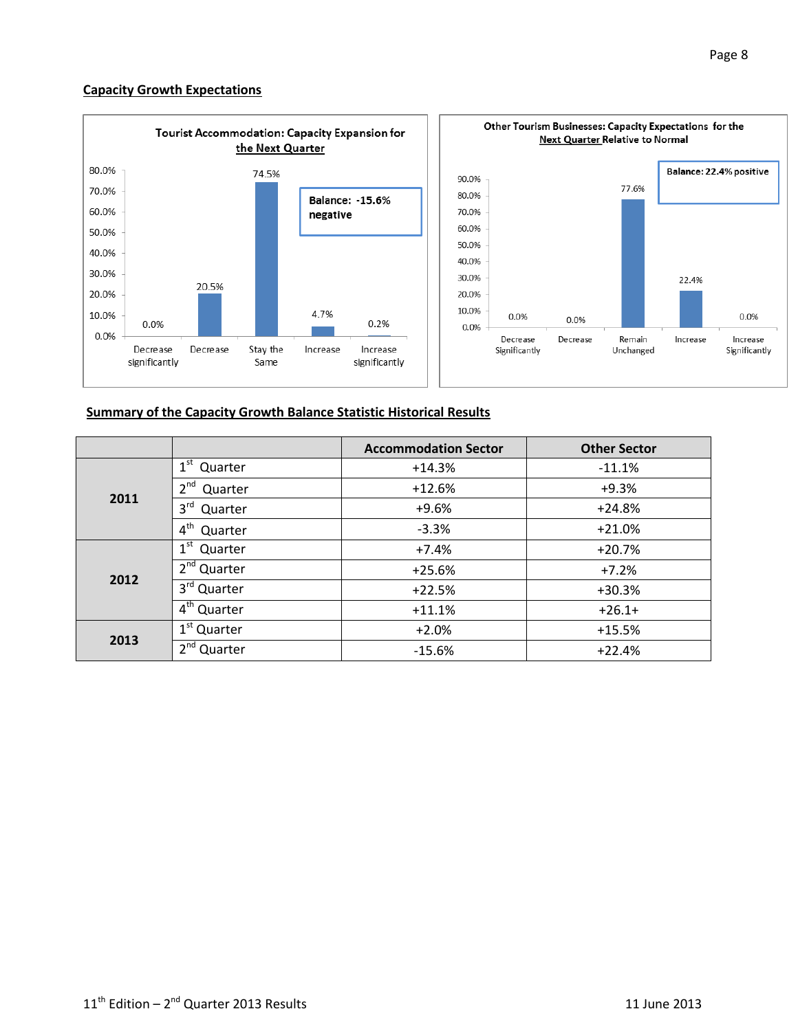## Capacity Growth Expectations

**Tourist Accommodation: Capacity Expansion for the Next Quarter**

| | Decrease significantly | Decrease | Stay the Same | Increase | Increase significantly |
|---|---|---|---|---|---|
| % | 0.0% | 20.5% | 74.5% | 4.7% | 0.2% |

**Balance: -15.6% negative**

**Other Tourism Businesses: Capacity Expectations for the Next Quarter Relative to Normal**

| | Decrease Significantly | Decrease | Remain Unchanged | Increase | Increase Significantly |
|---|---|---|---|---|---|
| % | 0.0% | 0.0% | 77.6% | 22.4% | 0.0% |

**Balance: 22.4% positive**

## Summary of the Capacity Growth Balance Statistic Historical Results

| | | Accommodation Sector | Other Sector |
|---|---|---|---|
| **2011** | 1st Quarter | +14.3% | -11.1% |
| | 2nd Quarter | +12.6% | +9.3% |
| | 3rd Quarter | +9.6% | +24.8% |
| | 4th Quarter | -3.3% | +21.0% |
| **2012** | 1st Quarter | +7.4% | +20.7% |
| | 2nd Quarter | +25.6% | +7.2% |
| | 3rd Quarter | +22.5% | +30.3% |
| | 4th Quarter | +11.1% | +26.1+ |
| **2013** | 1st Quarter | +2.0% | +15.5% |
| | 2nd Quarter | -15.6% | +22.4% |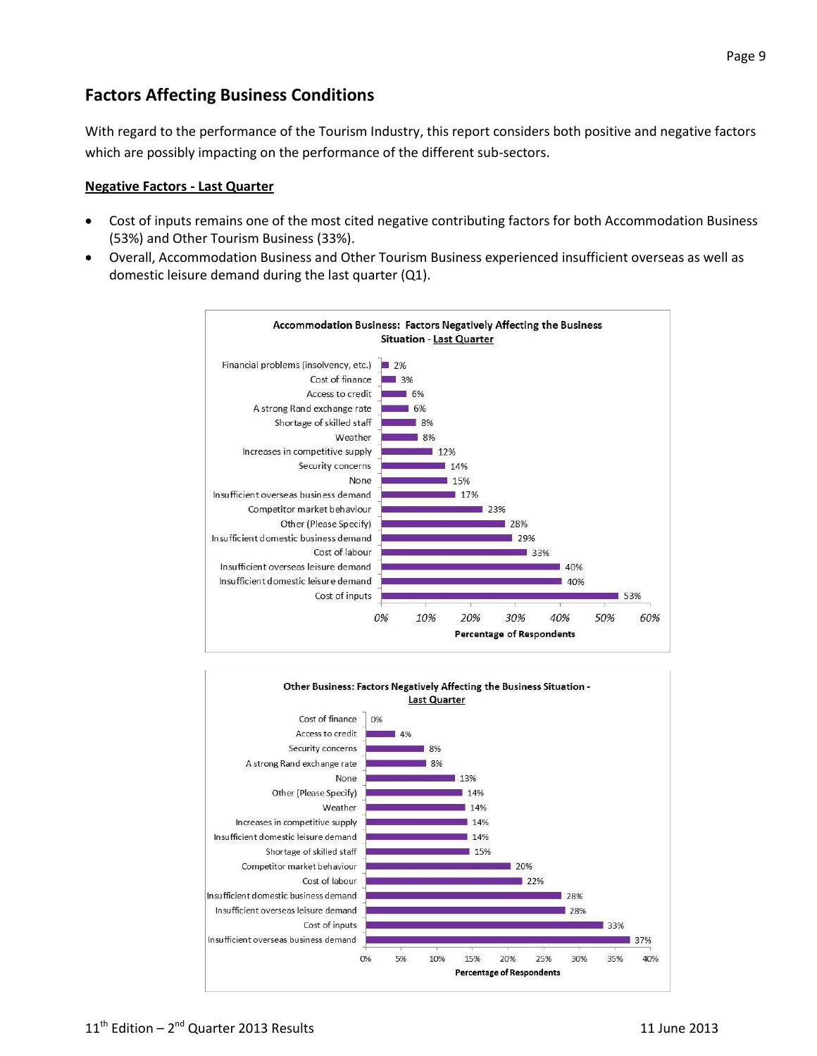## Factors Affecting Business Conditions

With regard to the performance of the Tourism Industry, this report considers both positive and negative factors which are possibly impacting on the performance of the different sub-sectors.

**Negative Factors - Last Quarter**

- Cost of inputs remains one of the most cited negative contributing factors for both Accommodation Business (53%) and Other Tourism Business (33%).
- Overall, Accommodation Business and Other Tourism Business experienced insufficient overseas as well as domestic leisure demand during the last quarter (Q1).

**Accommodation Business: Factors Negatively Affecting the Business Situation - Last Quarter**

| Factor | Percentage of Respondents |
|---|---|
| Financial problems (insolvency, etc.) | 2% |
| Cost of finance | 3% |
| Access to credit | 6% |
| A strong Rand exchange rate | 6% |
| Shortage of skilled staff | 8% |
| Weather | 8% |
| Increases in competitive supply | 12% |
| Security concerns | 14% |
| None | 15% |
| Insufficient overseas business demand | 17% |
| Competitor market behaviour | 23% |
| Other (Please Specify) | 28% |
| Insufficient domestic business demand | 29% |
| Cost of labour | 33% |
| Insufficient overseas leisure demand | 40% |
| Insufficient domestic leisure demand | 40% |
| Cost of inputs | 53% |

**Other Business: Factors Negatively Affecting the Business Situation - Last Quarter**

| Factor | Percentage of Respondents |
|---|---|
| Cost of finance | 0% |
| Access to credit | 4% |
| Security concerns | 8% |
| A strong Rand exchange rate | 8% |
| None | 13% |
| Other (Please Specify) | 14% |
| Weather | 14% |
| Increases in competitive supply | 14% |
| Insufficient domestic leisure demand | 14% |
| Shortage of skilled staff | 15% |
| Competitor market behaviour | 20% |
| Cost of labour | 22% |
| Insufficient domestic business demand | 28% |
| Insufficient overseas leisure demand | 28% |
| Cost of inputs | 33% |
| Insufficient overseas business demand | 37% |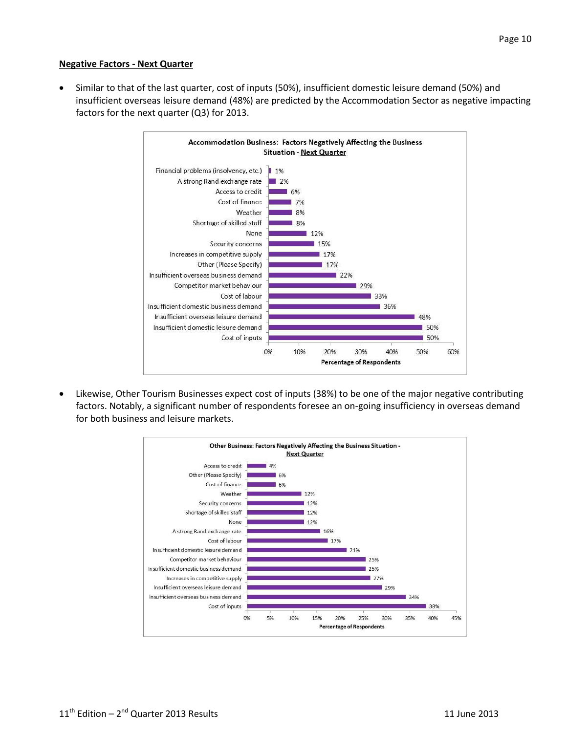**Negative Factors - Next Quarter**

- Similar to that of the last quarter, cost of inputs (50%), insufficient domestic leisure demand (50%) and insufficient overseas leisure demand (48%) are predicted by the Accommodation Sector as negative impacting factors for the next quarter (Q3) for 2013.

**Accommodation Business: Factors Negatively Affecting the Business Situation - Next Quarter**

| Factor | Percentage of Respondents |
| --- | --- |
| Financial problems (insolvency, etc.) | 1% |
| A strong Rand exchange rate | 2% |
| Access to credit | 6% |
| Cost of finance | 7% |
| Weather | 8% |
| Shortage of skilled staff | 8% |
| None | 12% |
| Security concerns | 15% |
| Increases in competitive supply | 17% |
| Other (Please Specify) | 17% |
| Insufficient overseas business demand | 22% |
| Competitor market behaviour | 29% |
| Cost of labour | 33% |
| Insufficient domestic business demand | 36% |
| Insufficient overseas leisure demand | 48% |
| Insufficient domestic leisure demand | 50% |
| Cost of inputs | 50% |

- Likewise, Other Tourism Businesses expect cost of inputs (38%) to be one of the major negative contributing factors. Notably, a significant number of respondents foresee an on-going insufficiency in overseas demand for both business and leisure markets.

**Other Business: Factors Negatively Affecting the Business Situation - Next Quarter**

| Factor | Percentage of Respondents |
| --- | --- |
| Access to credit | 4% |
| Other (Please Specify) | 6% |
| Cost of finance | 6% |
| Weather | 12% |
| Security concerns | 12% |
| Shortage of skilled staff | 12% |
| None | 12% |
| A strong Rand exchange rate | 16% |
| Cost of labour | 17% |
| Insufficient domestic leisure demand | 21% |
| Competitor market behaviour | 25% |
| Insufficient domestic business demand | 25% |
| Increases in competitive supply | 27% |
| Insufficient overseas leisure demand | 29% |
| Insufficient overseas business demand | 34% |
| Cost of inputs | 38% |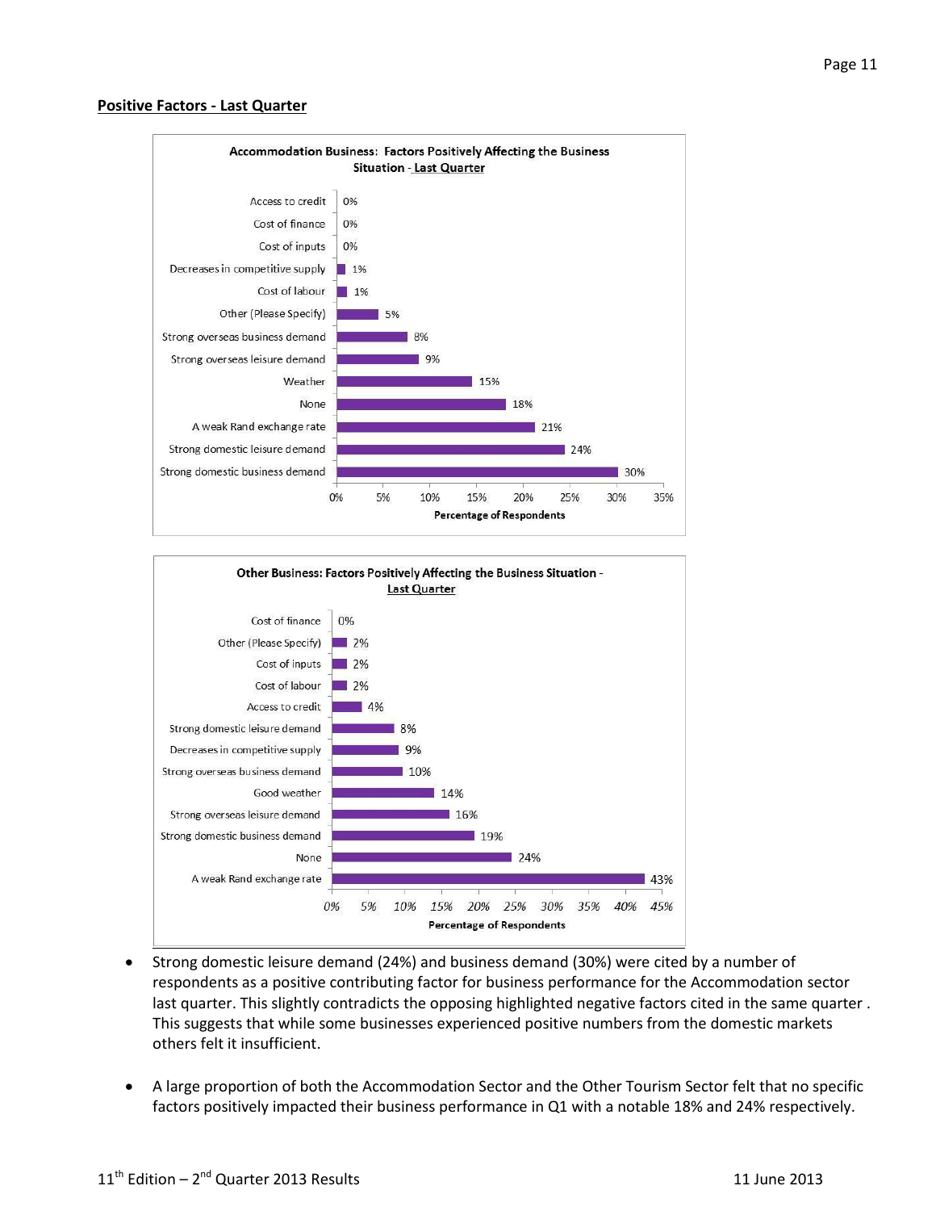**Positive Factors - Last Quarter**

**Accommodation Business: Factors Positively Affecting the Business Situation - Last Quarter**

| Factor | Percentage of Respondents |
|---|---|
| Access to credit | 0% |
| Cost of finance | 0% |
| Cost of inputs | 0% |
| Decreases in competitive supply | 1% |
| Cost of labour | 1% |
| Other (Please Specify) | 5% |
| Strong overseas business demand | 8% |
| Strong overseas leisure demand | 9% |
| Weather | 15% |
| None | 18% |
| A weak Rand exchange rate | 21% |
| Strong domestic leisure demand | 24% |
| Strong domestic business demand | 30% |

**Other Business: Factors Positively Affecting the Business Situation - Last Quarter**

| Factor | Percentage of Respondents |
|---|---|
| Cost of finance | 0% |
| Other (Please Specify) | 2% |
| Cost of inputs | 2% |
| Cost of labour | 2% |
| Access to credit | 4% |
| Strong domestic leisure demand | 8% |
| Decreases in competitive supply | 9% |
| Strong overseas business demand | 10% |
| Good weather | 14% |
| Strong overseas leisure demand | 16% |
| Strong domestic business demand | 19% |
| None | 24% |
| A weak Rand exchange rate | 43% |

- Strong domestic leisure demand (24%) and business demand (30%) were cited by a number of respondents as a positive contributing factor for business performance for the Accommodation sector last quarter. This slightly contradicts the opposing highlighted negative factors cited in the same quarter . This suggests that while some businesses experienced positive numbers from the domestic markets others felt it insufficient.

- A large proportion of both the Accommodation Sector and the Other Tourism Sector felt that no specific factors positively impacted their business performance in Q1 with a notable 18% and 24% respectively.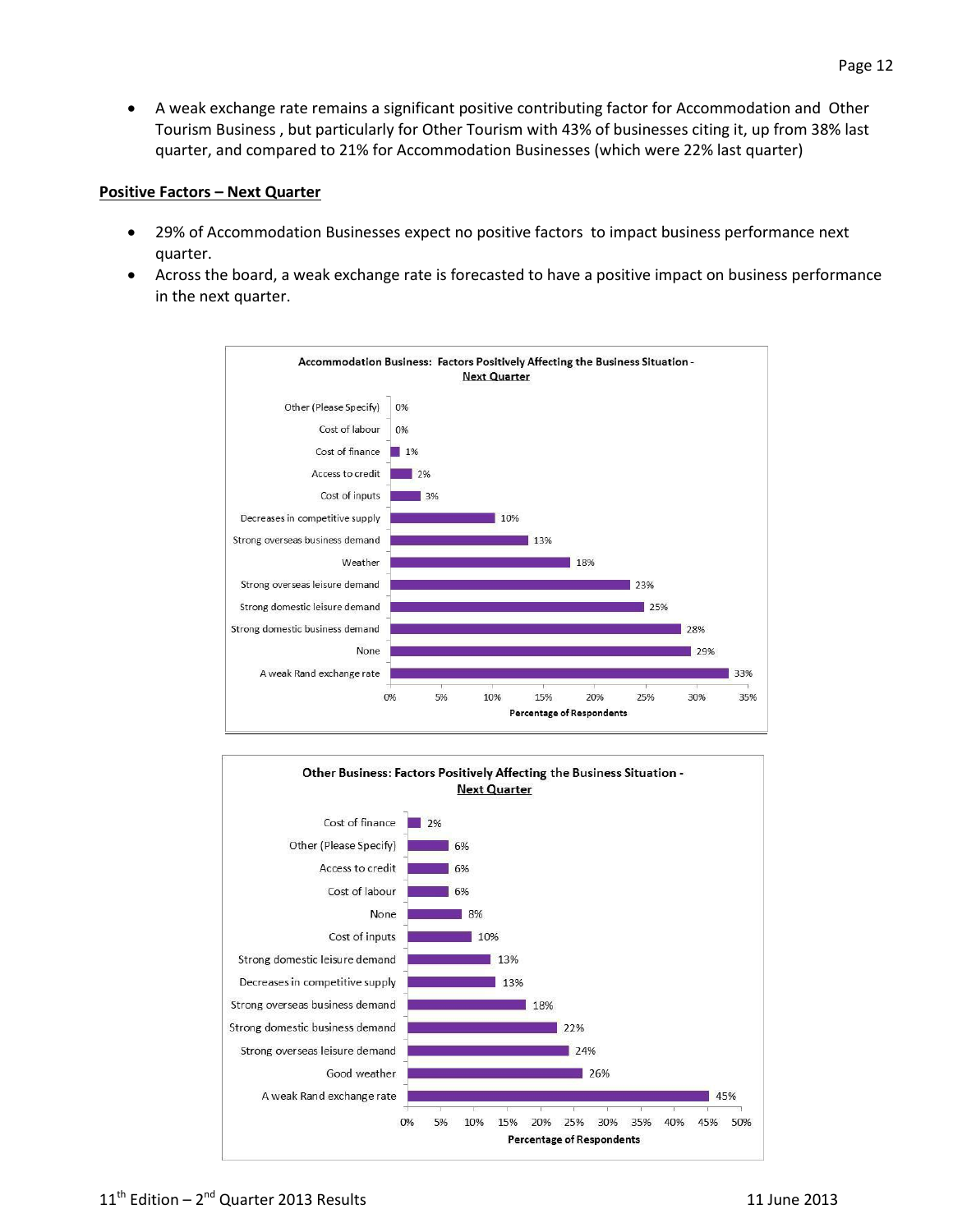- A weak exchange rate remains a significant positive contributing factor for Accommodation and Other Tourism Business , but particularly for Other Tourism with 43% of businesses citing it, up from 38% last quarter, and compared to 21% for Accommodation Businesses (which were 22% last quarter)

**Positive Factors – Next Quarter**

- 29% of Accommodation Businesses expect no positive factors to impact business performance next quarter.
- Across the board, a weak exchange rate is forecasted to have a positive impact on business performance in the next quarter.

**Accommodation Business: Factors Positively Affecting the Business Situation - Next Quarter**

| Factor | Percentage of Respondents |
| --- | --- |
| Other (Please Specify) | 0% |
| Cost of labour | 0% |
| Cost of finance | 1% |
| Access to credit | 2% |
| Cost of inputs | 3% |
| Decreases in competitive supply | 10% |
| Strong overseas business demand | 13% |
| Weather | 18% |
| Strong overseas leisure demand | 23% |
| Strong domestic leisure demand | 25% |
| Strong domestic business demand | 28% |
| None | 29% |
| A weak Rand exchange rate | 33% |

**Other Business: Factors Positively Affecting the Business Situation - Next Quarter**

| Factor | Percentage of Respondents |
| --- | --- |
| Cost of finance | 2% |
| Other (Please Specify) | 6% |
| Access to credit | 6% |
| Cost of labour | 6% |
| None | 8% |
| Cost of inputs | 10% |
| Strong domestic leisure demand | 13% |
| Decreases in competitive supply | 13% |
| Strong overseas business demand | 18% |
| Strong domestic business demand | 22% |
| Strong overseas leisure demand | 24% |
| Good weather | 26% |
| A weak Rand exchange rate | 45% |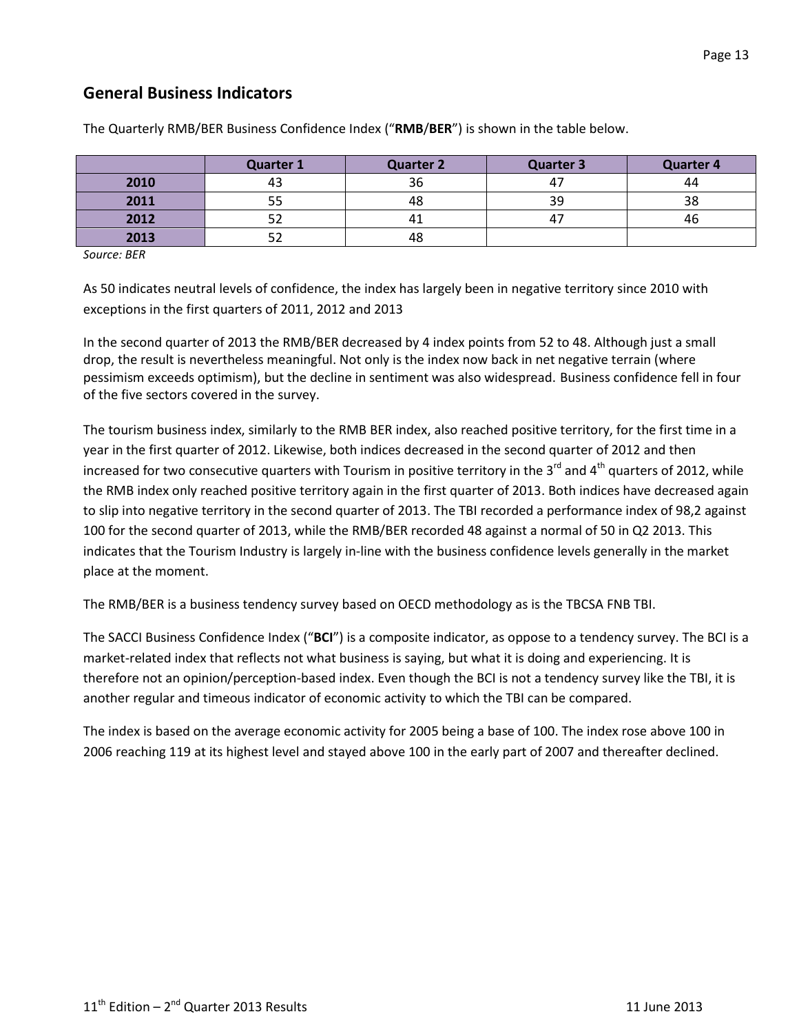## General Business Indicators

The Quarterly RMB/BER Business Confidence Index ("**RMB**/**BER**") is shown in the table below.

| | Quarter 1 | Quarter 2 | Quarter 3 | Quarter 4 |
|---|---|---|---|---|
| **2010** | 43 | 36 | 47 | 44 |
| **2011** | 55 | 48 | 39 | 38 |
| **2012** | 52 | 41 | 47 | 46 |
| **2013** | 52 | 48 | | |

*Source: BER*

As 50 indicates neutral levels of confidence, the index has largely been in negative territory since 2010 with exceptions in the first quarters of 2011, 2012 and 2013

In the second quarter of 2013 the RMB/BER decreased by 4 index points from 52 to 48. Although just a small drop, the result is nevertheless meaningful. Not only is the index now back in net negative terrain (where pessimism exceeds optimism), but the decline in sentiment was also widespread. Business confidence fell in four of the five sectors covered in the survey.

The tourism business index, similarly to the RMB BER index, also reached positive territory, for the first time in a year in the first quarter of 2012. Likewise, both indices decreased in the second quarter of 2012 and then increased for two consecutive quarters with Tourism in positive territory in the 3rd and 4th quarters of 2012, while the RMB index only reached positive territory again in the first quarter of 2013. Both indices have decreased again to slip into negative territory in the second quarter of 2013. The TBI recorded a performance index of 98,2 against 100 for the second quarter of 2013, while the RMB/BER recorded 48 against a normal of 50 in Q2 2013. This indicates that the Tourism Industry is largely in-line with the business confidence levels generally in the market place at the moment.

The RMB/BER is a business tendency survey based on OECD methodology as is the TBCSA FNB TBI.

The SACCI Business Confidence Index ("**BCI**") is a composite indicator, as oppose to a tendency survey. The BCI is a market-related index that reflects not what business is saying, but what it is doing and experiencing. It is therefore not an opinion/perception-based index. Even though the BCI is not a tendency survey like the TBI, it is another regular and timeous indicator of economic activity to which the TBI can be compared.

The index is based on the average economic activity for 2005 being a base of 100. The index rose above 100 in 2006 reaching 119 at its highest level and stayed above 100 in the early part of 2007 and thereafter declined.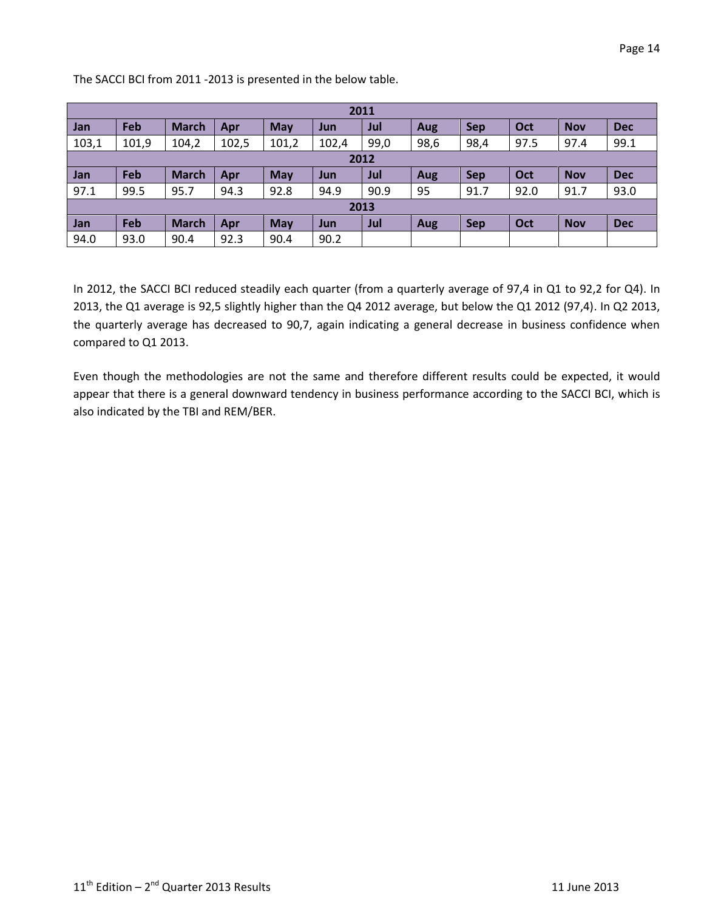The SACCI BCI from 2011 -2013 is presented in the below table.

| 2011 | | | | | | | | | | | |
|---|---|---|---|---|---|---|---|---|---|---|---|
| **Jan** | **Feb** | **March** | **Apr** | **May** | **Jun** | **Jul** | **Aug** | **Sep** | **Oct** | **Nov** | **Dec** |
| 103,1 | 101,9 | 104,2 | 102,5 | 101,2 | 102,4 | 99,0 | 98,6 | 98,4 | 97.5 | 97.4 | 99.1 |
| **2012** | | | | | | | | | | | |
| **Jan** | **Feb** | **March** | **Apr** | **May** | **Jun** | **Jul** | **Aug** | **Sep** | **Oct** | **Nov** | **Dec** |
| 97.1 | 99.5 | 95.7 | 94.3 | 92.8 | 94.9 | 90.9 | 95 | 91.7 | 92.0 | 91.7 | 93.0 |
| **2013** | | | | | | | | | | | |
| **Jan** | **Feb** | **March** | **Apr** | **May** | **Jun** | **Jul** | **Aug** | **Sep** | **Oct** | **Nov** | **Dec** |
| 94.0 | 93.0 | 90.4 | 92.3 | 90.4 | 90.2 | | | | | | |

In 2012, the SACCI BCI reduced steadily each quarter (from a quarterly average of 97,4 in Q1 to 92,2 for Q4). In 2013, the Q1 average is 92,5 slightly higher than the Q4 2012 average, but below the Q1 2012 (97,4). In Q2 2013, the quarterly average has decreased to 90,7, again indicating a general decrease in business confidence when compared to Q1 2013.

Even though the methodologies are not the same and therefore different results could be expected, it would appear that there is a general downward tendency in business performance according to the SACCI BCI, which is also indicated by the TBI and REM/BER.